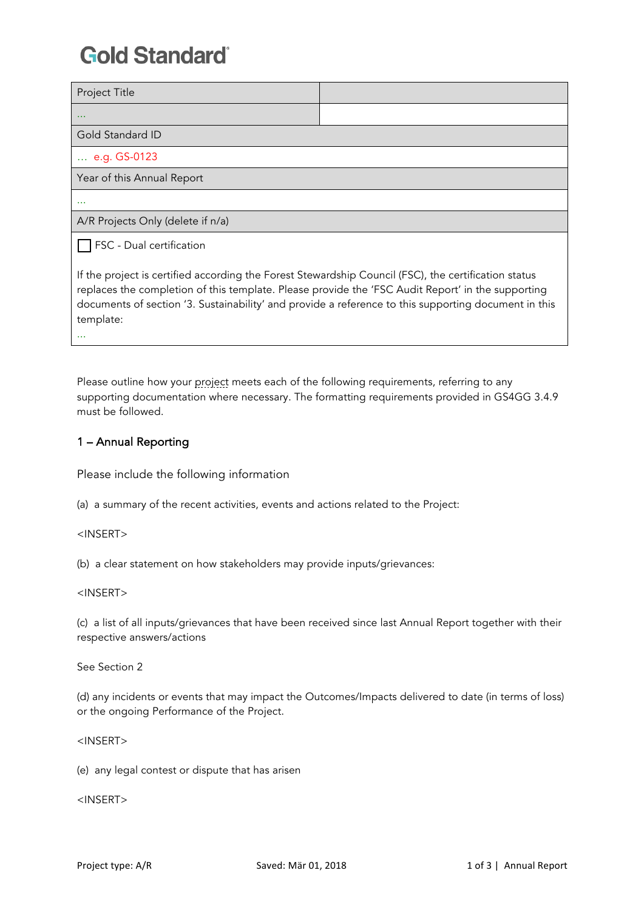# Gold Standard

| Project Title | |
| --- | --- |
| … | |
| Gold Standard ID | |
| … e.g. GS-0123 | |
| Year of this Annual Report | |
| … | |
| A/R Projects Only (delete if n/a) | |
| ☐ FSC - Dual certification<br><br>If the project is certified according the Forest Stewardship Council (FSC), the certification status replaces the completion of this template. Please provide the 'FSC Audit Report' in the supporting documents of section '3. Sustainability' and provide a reference to this supporting document in this template:<br>… | |

Please outline how your project meets each of the following requirements, referring to any supporting documentation where necessary. The formatting requirements provided in GS4GG 3.4.9 must be followed.

## 1 – Annual Reporting

Please include the following information

(a) a summary of the recent activities, events and actions related to the Project:

<INSERT>

(b) a clear statement on how stakeholders may provide inputs/grievances:

<INSERT>

(c) a list of all inputs/grievances that have been received since last Annual Report together with their respective answers/actions

See Section 2

(d) any incidents or events that may impact the Outcomes/Impacts delivered to date (in terms of loss) or the ongoing Performance of the Project.

<INSERT>

(e) any legal contest or dispute that has arisen

<INSERT>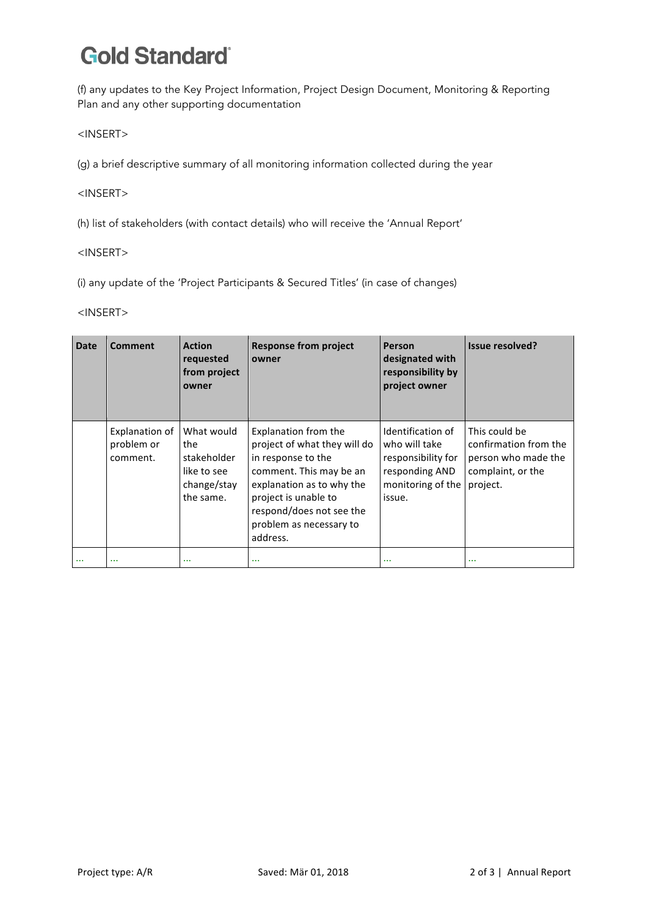(f) any updates to the Key Project Information, Project Design Document, Monitoring & Reporting Plan and any other supporting documentation

<INSERT>

(g) a brief descriptive summary of all monitoring information collected during the year

<INSERT>

(h) list of stakeholders (with contact details) who will receive the 'Annual Report'

<INSERT>

(i) any update of the 'Project Participants & Secured Titles' (in case of changes)

<INSERT>

| Date | Comment | Action requested from project owner | Response from project owner | Person designated with responsibility by project owner | Issue resolved? |
|---|---|---|---|---|---|
| | Explanation of problem or comment. | What would the stakeholder like to see change/stay the same. | Explanation from the project of what they will do in response to the comment. This may be an explanation as to why the project is unable to respond/does not see the problem as necessary to address. | Identification of who will take responsibility for responding AND monitoring of the issue. | This could be confirmation from the person who made the complaint, or the project. |
| … | … | … | … | … | … |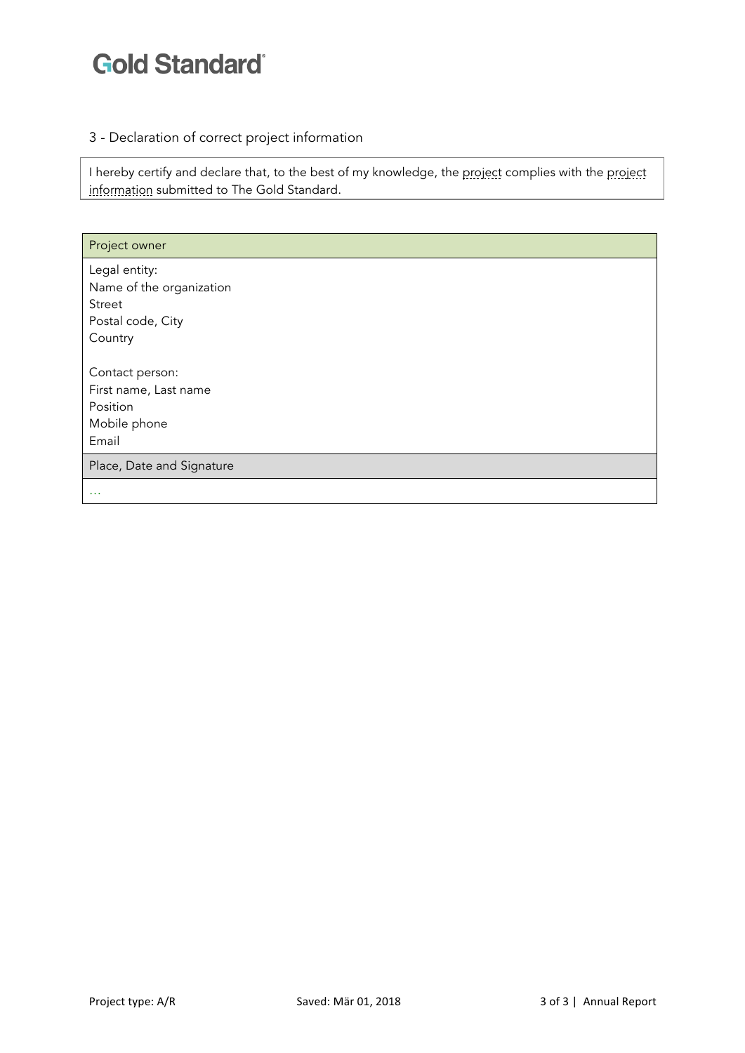## 3 - Declaration of correct project information

I hereby certify and declare that, to the best of my knowledge, the project complies with the project information submitted to The Gold Standard.

| Project owner |
| --- |
| Legal entity:<br>Name of the organization<br>Street<br>Postal code, City<br>Country<br><br>Contact person:<br>First name, Last name<br>Position<br>Mobile phone<br>Email |
| Place, Date and Signature |
| … |